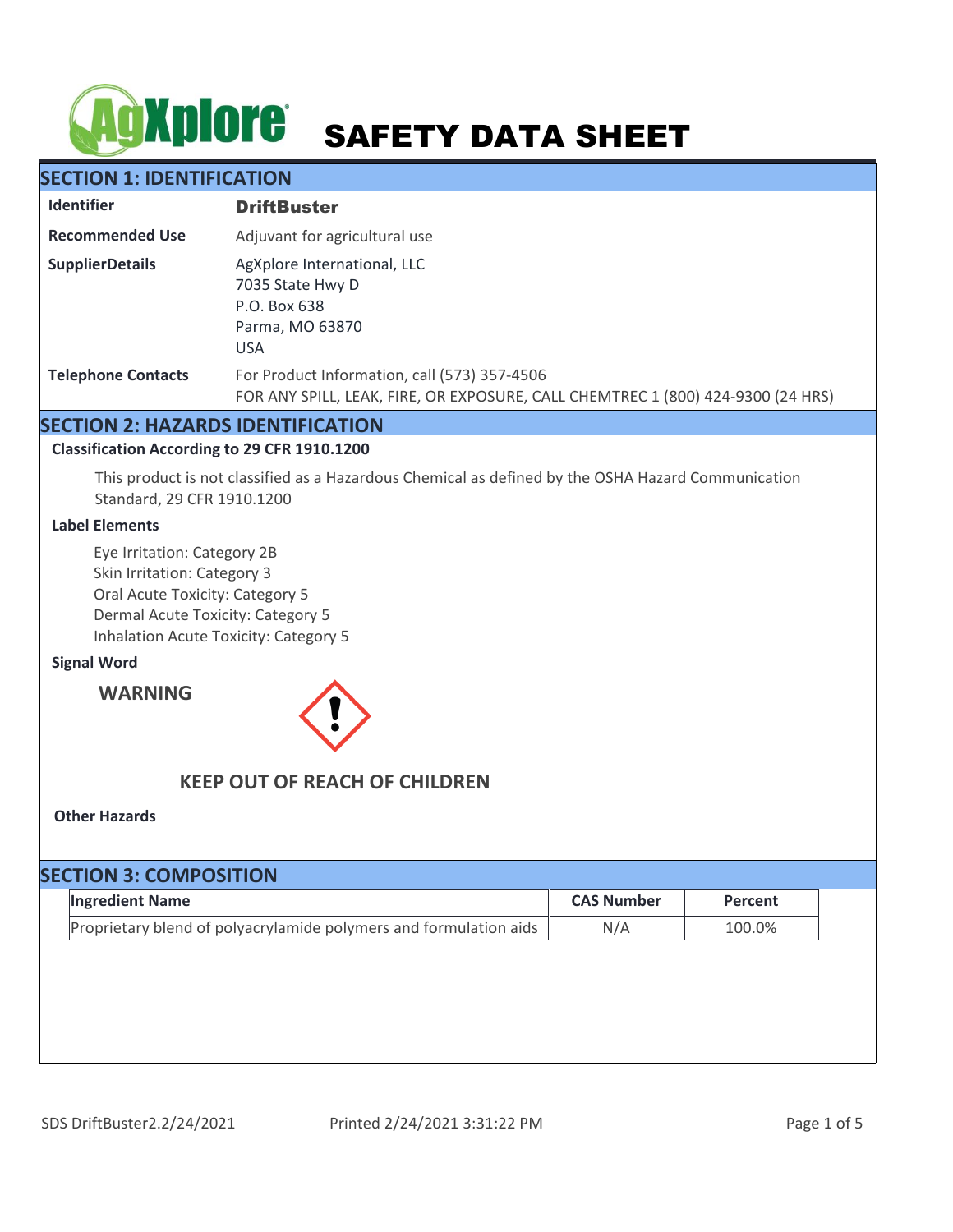# AgXplore SAFETY DATA SHEET

## SECTION 1: IDENTIFICATION

**Identifier** DriftBuster

**Recommended Use** Adjuvant for agricultural use

**SupplierDetails** AgXplore International, LLC
7035 State Hwy D
P.O. Box 638
Parma, MO 63870
USA

**Telephone Contacts** For Product Information, call (573) 357-4506
FOR ANY SPILL, LEAK, FIRE, OR EXPOSURE, CALL CHEMTREC 1 (800) 424-9300 (24 HRS)

## SECTION 2: HAZARDS IDENTIFICATION

### Classification According to 29 CFR 1910.1200

This product is not classified as a Hazardous Chemical as defined by the OSHA Hazard Communication Standard, 29 CFR 1910.1200

### Label Elements

Eye Irritation: Category 2B
Skin Irritation: Category 3
Oral Acute Toxicity: Category 5
Dermal Acute Toxicity: Category 5
Inhalation Acute Toxicity: Category 5

### Signal Word

**WARNING**

**KEEP OUT OF REACH OF CHILDREN**

### Other Hazards

## SECTION 3: COMPOSITION

| Ingredient Name | CAS Number | Percent |
|---|---|---|
| Proprietary blend of polyacrylamide polymers and formulation aids | N/A | 100.0% |

SDS DriftBuster2.2/24/2021 Printed 2/24/2021 3:31:22 PM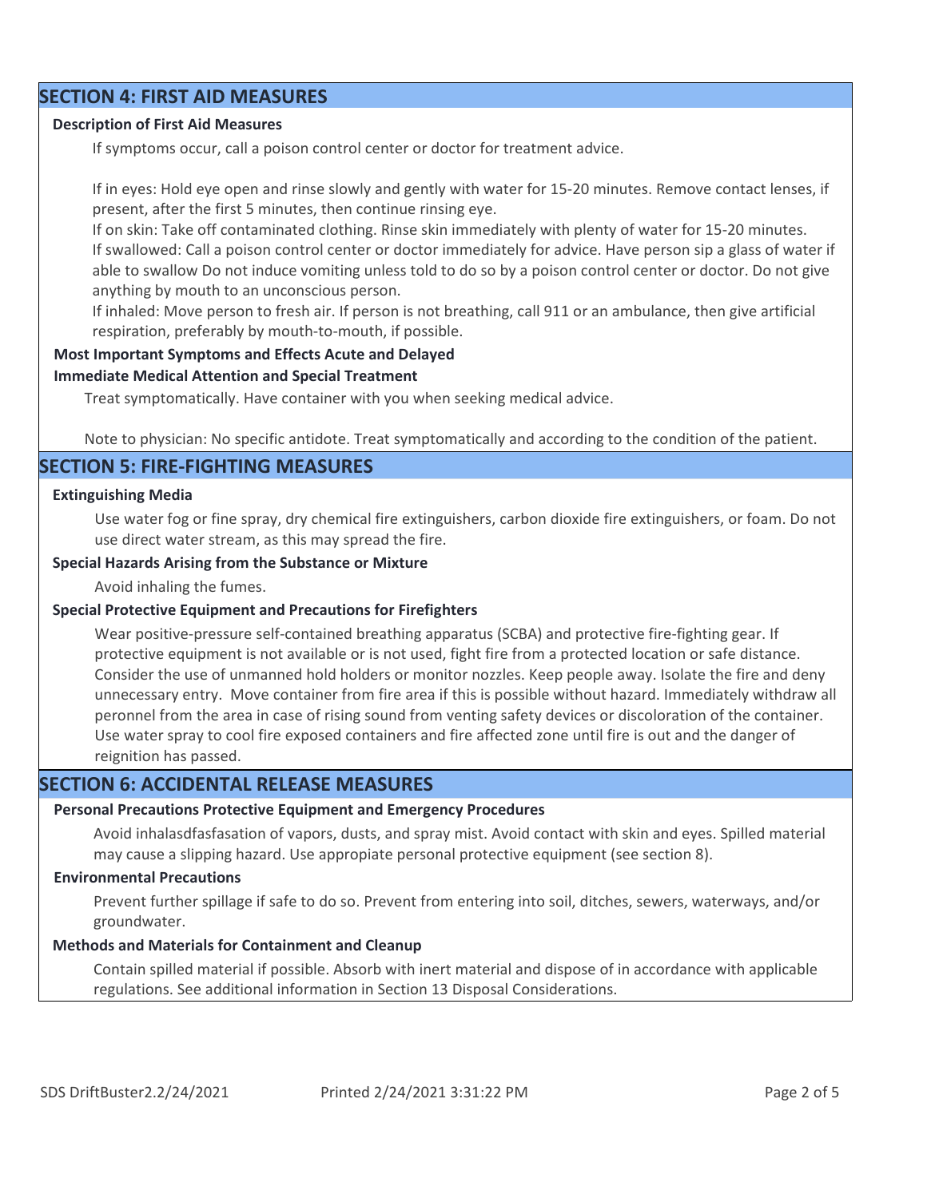## SECTION 4: FIRST AID MEASURES

### Description of First Aid Measures

If symptoms occur, call a poison control center or doctor for treatment advice.

If in eyes: Hold eye open and rinse slowly and gently with water for 15-20 minutes. Remove contact lenses, if present, after the first 5 minutes, then continue rinsing eye.
If on skin: Take off contaminated clothing. Rinse skin immediately with plenty of water for 15-20 minutes.
If swallowed: Call a poison control center or doctor immediately for advice. Have person sip a glass of water if able to swallow Do not induce vomiting unless told to do so by a poison control center or doctor. Do not give anything by mouth to an unconscious person.
If inhaled: Move person to fresh air. If person is not breathing, call 911 or an ambulance, then give artificial respiration, preferably by mouth-to-mouth, if possible.

### Most Important Symptoms and Effects Acute and Delayed

### Immediate Medical Attention and Special Treatment

Treat symptomatically. Have container with you when seeking medical advice.

Note to physician: No specific antidote. Treat symptomatically and according to the condition of the patient.

## SECTION 5: FIRE-FIGHTING MEASURES

### Extinguishing Media

Use water fog or fine spray, dry chemical fire extinguishers, carbon dioxide fire extinguishers, or foam. Do not use direct water stream, as this may spread the fire.

### Special Hazards Arising from the Substance or Mixture

Avoid inhaling the fumes.

### Special Protective Equipment and Precautions for Firefighters

Wear positive-pressure self-contained breathing apparatus (SCBA) and protective fire-fighting gear. If protective equipment is not available or is not used, fight fire from a protected location or safe distance. Consider the use of unmanned hold holders or monitor nozzles. Keep people away. Isolate the fire and deny unnecessary entry. Move container from fire area if this is possible without hazard. Immediately withdraw all peronnel from the area in case of rising sound from venting safety devices or discoloration of the container. Use water spray to cool fire exposed containers and fire affected zone until fire is out and the danger of reignition has passed.

## SECTION 6: ACCIDENTAL RELEASE MEASURES

### Personal Precautions Protective Equipment and Emergency Procedures

Avoid inhalasdfasfasation of vapors, dusts, and spray mist. Avoid contact with skin and eyes. Spilled material may cause a slipping hazard. Use appopriate personal protective equipment (see section 8).

### Environmental Precautions

Prevent further spillage if safe to do so. Prevent from entering into soil, ditches, sewers, waterways, and/or groundwater.

### Methods and Materials for Containment and Cleanup

Contain spilled material if possible. Absorb with inert material and dispose of in accordance with applicable regulations. See additional information in Section 13 Disposal Considerations.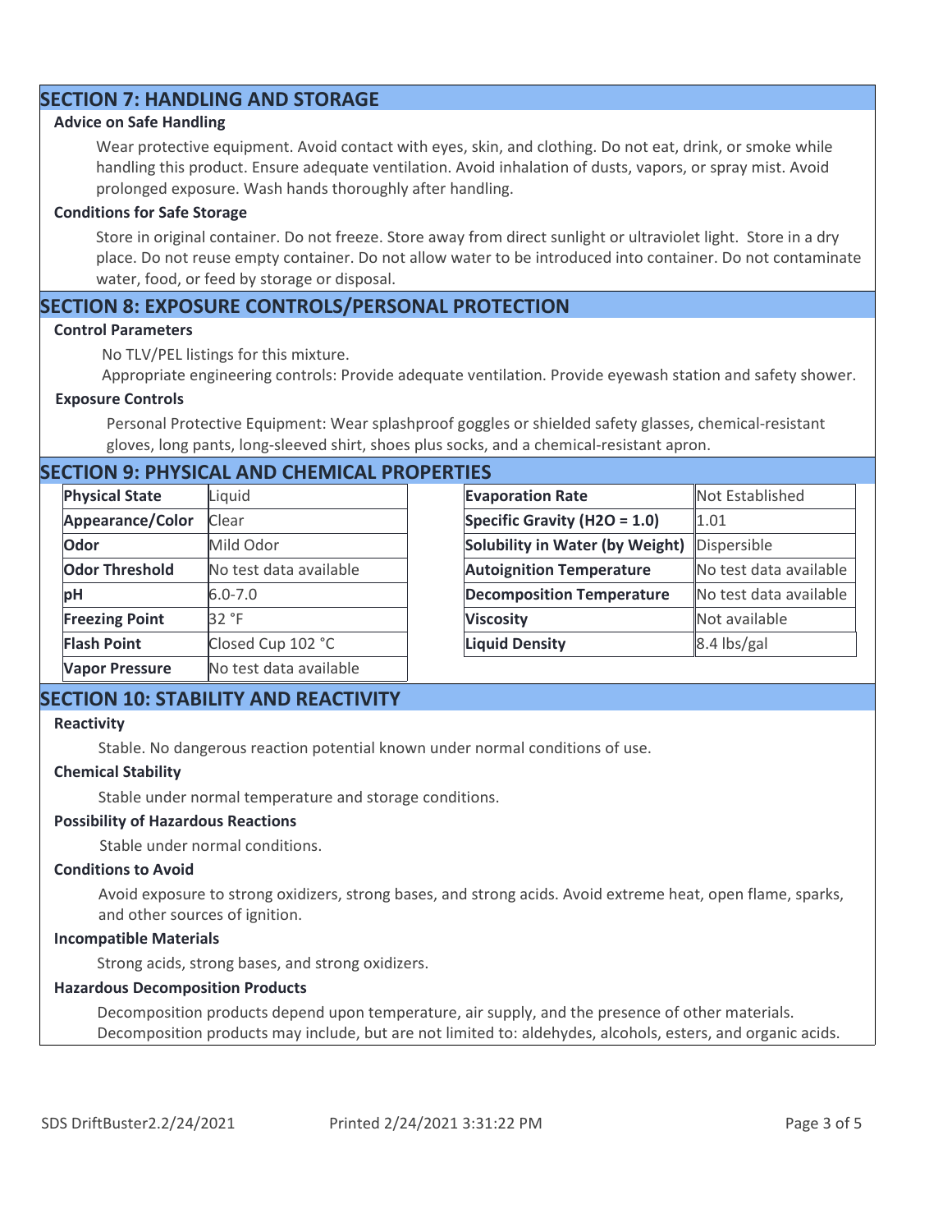## SECTION 7: HANDLING AND STORAGE

### Advice on Safe Handling

Wear protective equipment. Avoid contact with eyes, skin, and clothing. Do not eat, drink, or smoke while handling this product. Ensure adequate ventilation. Avoid inhalation of dusts, vapors, or spray mist. Avoid prolonged exposure. Wash hands thoroughly after handling.

### Conditions for Safe Storage

Store in original container. Do not freeze. Store away from direct sunlight or ultraviolet light. Store in a dry place. Do not reuse empty container. Do not allow water to be introduced into container. Do not contaminate water, food, or feed by storage or disposal.

## SECTION 8: EXPOSURE CONTROLS/PERSONAL PROTECTION

### Control Parameters

No TLV/PEL listings for this mixture.

Appropriate engineering controls: Provide adequate ventilation. Provide eyewash station and safety shower.

### Exposure Controls

Personal Protective Equipment: Wear splashproof goggles or shielded safety glasses, chemical-resistant gloves, long pants, long-sleeved shirt, shoes plus socks, and a chemical-resistant apron.

## SECTION 9: PHYSICAL AND CHEMICAL PROPERTIES

| Property | Value |
|---|---|
| **Physical State** | Liquid |
| **Appearance/Color** | Clear |
| **Odor** | Mild Odor |
| **Odor Threshold** | No test data available |
| **pH** | 6.0-7.0 |
| **Freezing Point** | 32 °F |
| **Flash Point** | Closed Cup 102 °C |
| **Vapor Pressure** | No test data available |

| Property | Value |
|---|---|
| **Evaporation Rate** | Not Established |
| **Specific Gravity ($H_2O$ = 1.0)** | 1.01 |
| **Solubility in Water (by Weight)** | Dispersible |
| **Autoignition Temperature** | No test data available |
| **Decomposition Temperature** | No test data available |
| **Viscosity** | Not available |
| **Liquid Density** | 8.4 lbs/gal |

## SECTION 10: STABILITY AND REACTIVITY

### Reactivity

Stable. No dangerous reaction potential known under normal conditions of use.

### Chemical Stability

Stable under normal temperature and storage conditions.

### Possibility of Hazardous Reactions

Stable under normal conditions.

### Conditions to Avoid

Avoid exposure to strong oxidizers, strong bases, and strong acids. Avoid extreme heat, open flame, sparks, and other sources of ignition.

### Incompatible Materials

Strong acids, strong bases, and strong oxidizers.

### Hazardous Decomposition Products

Decomposition products depend upon temperature, air supply, and the presence of other materials. Decomposition products may include, but are not limited to: aldehydes, alcohols, esters, and organic acids.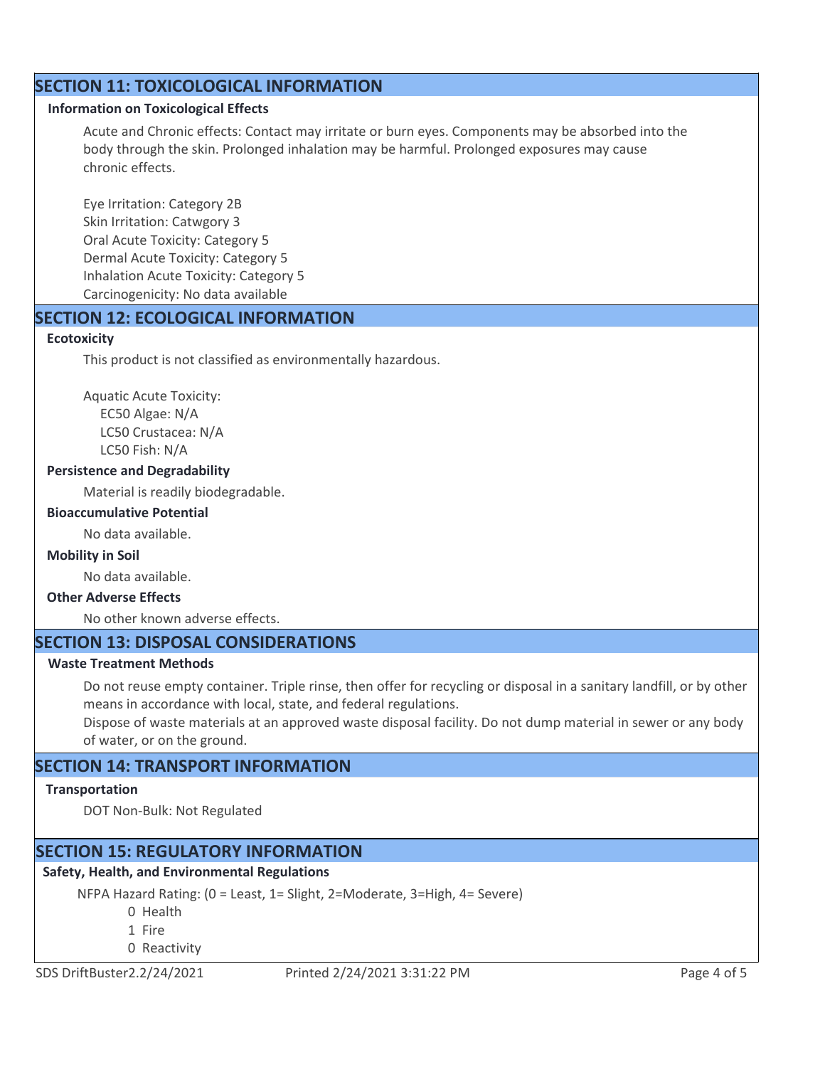## SECTION 11: TOXICOLOGICAL INFORMATION

**Information on Toxicological Effects**

Acute and Chronic effects: Contact may irritate or burn eyes. Components may be absorbed into the body through the skin. Prolonged inhalation may be harmful. Prolonged exposures may cause chronic effects.

Eye Irritation: Category 2B
Skin Irritation: Catwgory 3
Oral Acute Toxicity: Category 5
Dermal Acute Toxicity: Category 5
Inhalation Acute Toxicity: Category 5
Carcinogenicity: No data available

## SECTION 12: ECOLOGICAL INFORMATION

**Ecotoxicity**

This product is not classified as environmentally hazardous.

Aquatic Acute Toxicity:
EC50 Algae: N/A
LC50 Crustacea: N/A
LC50 Fish: N/A

**Persistence and Degradability**

Material is readily biodegradable.

**Bioaccumulative Potential**

No data available.

**Mobility in Soil**

No data available.

**Other Adverse Effects**

No other known adverse effects.

## SECTION 13: DISPOSAL CONSIDERATIONS

**Waste Treatment Methods**

Do not reuse empty container. Triple rinse, then offer for recycling or disposal in a sanitary landfill, or by other means in accordance with local, state, and federal regulations.
Dispose of waste materials at an approved waste disposal facility. Do not dump material in sewer or any body of water, or on the ground.

## SECTION 14: TRANSPORT INFORMATION

**Transportation**

DOT Non-Bulk: Not Regulated

## SECTION 15: REGULATORY INFORMATION

**Safety, Health, and Environmental Regulations**

NFPA Hazard Rating: (0 = Least, 1= Slight, 2=Moderate, 3=High, 4= Severe)

0 Health
1 Fire
0 Reactivity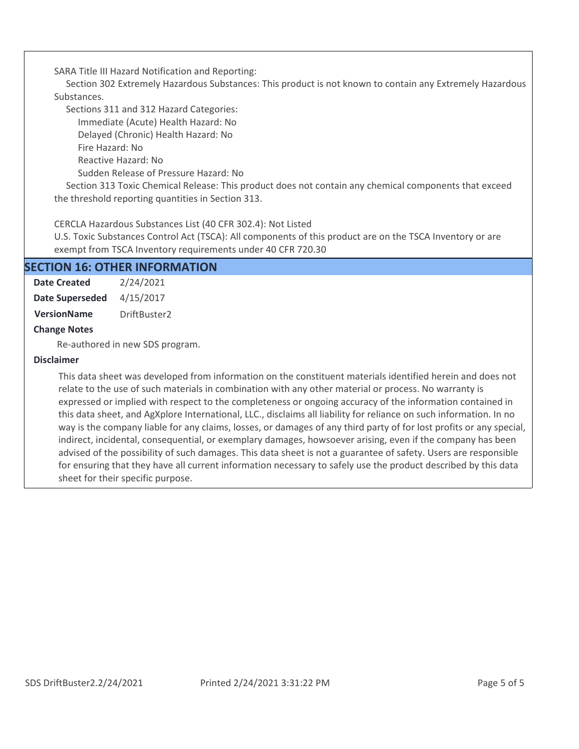SARA Title III Hazard Notification and Reporting:

Section 302 Extremely Hazardous Substances: This product is not known to contain any Extremely Hazardous Substances.

Sections 311 and 312 Hazard Categories:

- Immediate (Acute) Health Hazard: No
- Delayed (Chronic) Health Hazard: No
- Fire Hazard: No
- Reactive Hazard: No
- Sudden Release of Pressure Hazard: No

Section 313 Toxic Chemical Release: This product does not contain any chemical components that exceed the threshold reporting quantities in Section 313.

CERCLA Hazardous Substances List (40 CFR 302.4): Not Listed

U.S. Toxic Substances Control Act (TSCA): All components of this product are on the TSCA Inventory or are exempt from TSCA Inventory requirements under 40 CFR 720.30

## SECTION 16: OTHER INFORMATION

**Date Created** 2/24/2021

**Date Superseded** 4/15/2017

**VersionName** DriftBuster2

**Change Notes**

Re-authored in new SDS program.

**Disclaimer**

This data sheet was developed from information on the constituent materials identified herein and does not relate to the use of such materials in combination with any other material or process. No warranty is expressed or implied with respect to the completeness or ongoing accuracy of the information contained in this data sheet, and AgXplore International, LLC., disclaims all liability for reliance on such information. In no way is the company liable for any claims, losses, or damages of any third party of for lost profits or any special, indirect, incidental, consequential, or exemplary damages, howsoever arising, even if the company has been advised of the possibility of such damages. This data sheet is not a guarantee of safety. Users are responsible for ensuring that they have all current information necessary to safely use the product described by this data sheet for their specific purpose.